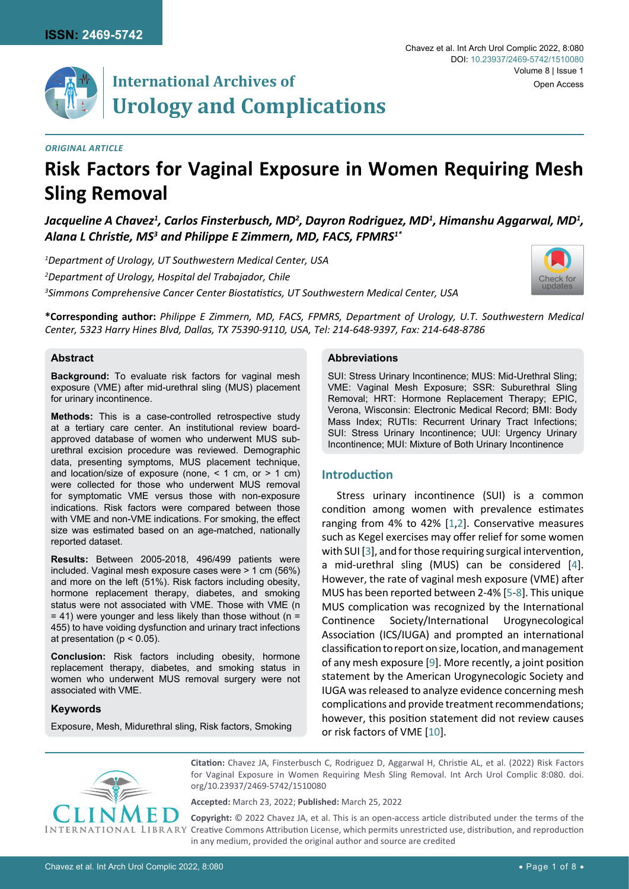ISSN: 2469-5742

# International Archives of Urology and Complications

*ORIGINAL ARTICLE*

# Risk Factors for Vaginal Exposure in Women Requiring Mesh Sling Removal

***Jacqueline A Chavez[1], Carlos Finsterbusch, MD[2], Dayron Rodriguez, MD[1], Himanshu Aggarwal, MD[1], Alana L Christie, MS[3] and Philippe E Zimmern, MD, FACS, FPMRS[1*]***

*[1]Department of Urology, UT Southwestern Medical Center, USA*

*[2]Department of Urology, Hospital del Trabajador, Chile*

*[3]Simmons Comprehensive Cancer Center Biostatistics, UT Southwestern Medical Center, USA*

**\*Corresponding author:** *Philippe E Zimmern, MD, FACS, FPMRS, Department of Urology, U.T. Southwestern Medical Center, 5323 Harry Hines Blvd, Dallas, TX 75390-9110, USA, Tel: 214-648-9397, Fax: 214-648-8786*

## Abstract

**Background:** To evaluate risk factors for vaginal mesh exposure (VME) after mid-urethral sling (MUS) placement for urinary incontinence.

**Methods:** This is a case-controlled retrospective study at a tertiary care center. An institutional review board-approved database of women who underwent MUS sub-urethral excision procedure was reviewed. Demographic data, presenting symptoms, MUS placement technique, and location/size of exposure (none, < 1 cm, or > 1 cm) were collected for those who underwent MUS removal for symptomatic VME versus those with non-exposure indications. Risk factors were compared between those with VME and non-VME indications. For smoking, the effect size was estimated based on an age-matched, nationally reported dataset.

**Results:** Between 2005-2018, 496/499 patients were included. Vaginal mesh exposure cases were > 1 cm (56%) and more on the left (51%). Risk factors including obesity, hormone replacement therapy, diabetes, and smoking status were not associated with VME. Those with VME (n = 41) were younger and less likely than those without (n = 455) to have voiding dysfunction and urinary tract infections at presentation ($p < 0.05$).

**Conclusion:** Risk factors including obesity, hormone replacement therapy, diabetes, and smoking status in women who underwent MUS removal surgery were not associated with VME.

### Keywords

Exposure, Mesh, Midurethral sling, Risk factors, Smoking

## Abbreviations

SUI: Stress Urinary Incontinence; MUS: Mid-Urethral Sling; VME: Vaginal Mesh Exposure; SSR: Suburethral Sling Removal; HRT: Hormone Replacement Therapy; EPIC, Verona, Wisconsin: Electronic Medical Record; BMI: Body Mass Index; RUTIs: Recurrent Urinary Tract Infections; SUI: Stress Urinary Incontinence; UUI: Urgency Urinary Incontinence; MUI: Mixture of Both Urinary Incontinence

## Introduction

Stress urinary incontinence (SUI) is a common condition among women with prevalence estimates ranging from 4% to 42% [1,2]. Conservative measures such as Kegel exercises may offer relief for some women with SUI [3], and for those requiring surgical intervention, a mid-urethral sling (MUS) can be considered [4]. However, the rate of vaginal mesh exposure (VME) after MUS has been reported between 2-4% [5-8]. This unique MUS complication was recognized by the International Continence Society/International Urogynecological Association (ICS/IUGA) and prompted an international classification to report on size, location, and management of any mesh exposure [9]. More recently, a joint position statement by the American Urogynecologic Society and IUGA was released to analyze evidence concerning mesh complications and provide treatment recommendations; however, this position statement did not review causes or risk factors of VME [10].

**Citation:** Chavez JA, Finsterbusch C, Rodriguez D, Aggarwal H, Christie AL, et al. (2022) Risk Factors for Vaginal Exposure in Women Requiring Mesh Sling Removal. Int Arch Urol Complic 8:080. doi.org/10.23937/2469-5742/1510080

**Accepted:** March 23, 2022; **Published:** March 25, 2022

**Copyright:** © 2022 Chavez JA, et al. This is an open-access article distributed under the terms of the Creative Commons Attribution License, which permits unrestricted use, distribution, and reproduction in any medium, provided the original author and source are credited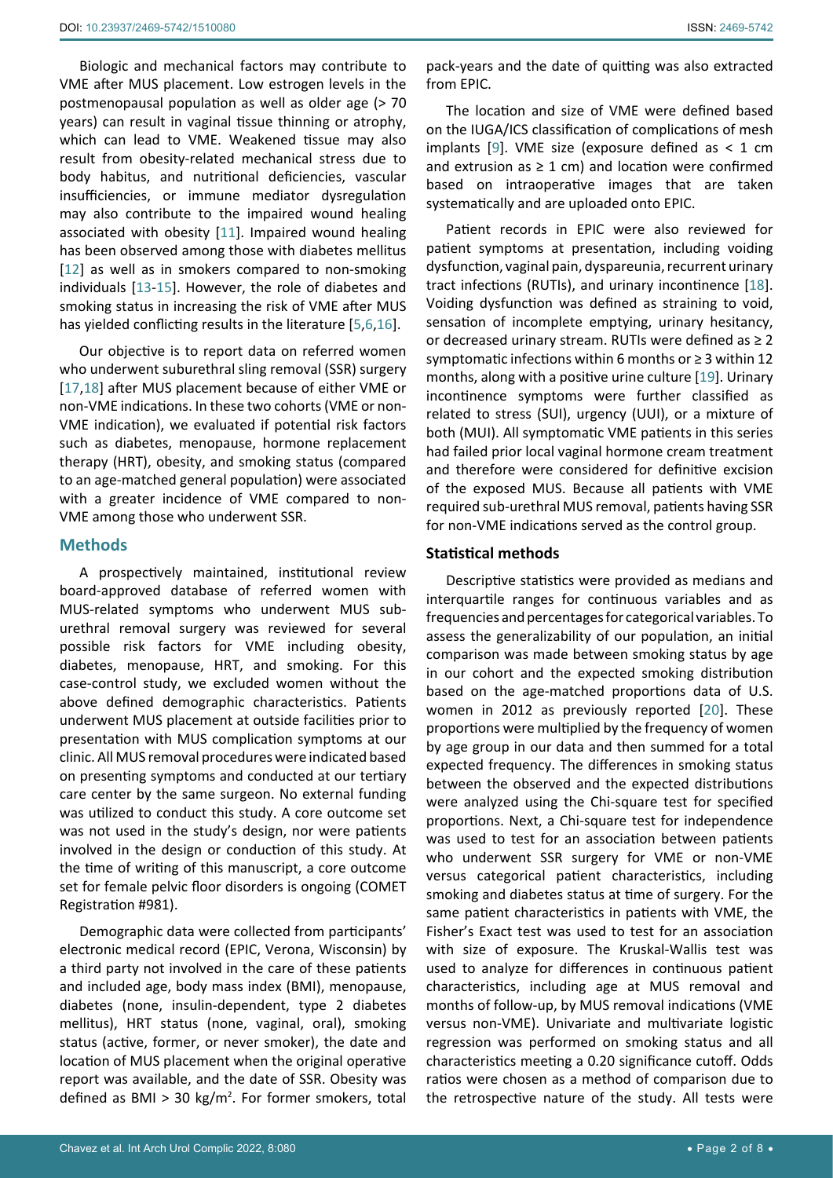Biologic and mechanical factors may contribute to VME after MUS placement. Low estrogen levels in the postmenopausal population as well as older age (> 70 years) can result in vaginal tissue thinning or atrophy, which can lead to VME. Weakened tissue may also result from obesity-related mechanical stress due to body habitus, and nutritional deficiencies, vascular insufficiencies, or immune mediator dysregulation may also contribute to the impaired wound healing associated with obesity [11]. Impaired wound healing has been observed among those with diabetes mellitus [12] as well as in smokers compared to non-smoking individuals [13-15]. However, the role of diabetes and smoking status in increasing the risk of VME after MUS has yielded conflicting results in the literature [5,6,16].

Our objective is to report data on referred women who underwent suburethral sling removal (SSR) surgery [17,18] after MUS placement because of either VME or non-VME indications. In these two cohorts (VME or non-VME indication), we evaluated if potential risk factors such as diabetes, menopause, hormone replacement therapy (HRT), obesity, and smoking status (compared to an age-matched general population) were associated with a greater incidence of VME compared to non-VME among those who underwent SSR.

## Methods

A prospectively maintained, institutional review board-approved database of referred women with MUS-related symptoms who underwent MUS sub-urethral removal surgery was reviewed for several possible risk factors for VME including obesity, diabetes, menopause, HRT, and smoking. For this case-control study, we excluded women without the above defined demographic characteristics. Patients underwent MUS placement at outside facilities prior to presentation with MUS complication symptoms at our clinic. All MUS removal procedures were indicated based on presenting symptoms and conducted at our tertiary care center by the same surgeon. No external funding was utilized to conduct this study. A core outcome set was not used in the study's design, nor were patients involved in the design or conduction of this study. At the time of writing of this manuscript, a core outcome set for female pelvic floor disorders is ongoing (COMET Registration #981).

Demographic data were collected from participants' electronic medical record (EPIC, Verona, Wisconsin) by a third party not involved in the care of these patients and included age, body mass index (BMI), menopause, diabetes (none, insulin-dependent, type 2 diabetes mellitus), HRT status (none, vaginal, oral), smoking status (active, former, or never smoker), the date and location of MUS placement when the original operative report was available, and the date of SSR. Obesity was defined as BMI > 30 kg/m$^2$. For former smokers, total pack-years and the date of quitting was also extracted from EPIC.

The location and size of VME were defined based on the IUGA/ICS classification of complications of mesh implants [9]. VME size (exposure defined as < 1 cm and extrusion as ≥ 1 cm) and location were confirmed based on intraoperative images that are taken systematically and are uploaded onto EPIC.

Patient records in EPIC were also reviewed for patient symptoms at presentation, including voiding dysfunction, vaginal pain, dyspareunia, recurrent urinary tract infections (RUTIs), and urinary incontinence [18]. Voiding dysfunction was defined as straining to void, sensation of incomplete emptying, urinary hesitancy, or decreased urinary stream. RUTIs were defined as ≥ 2 symptomatic infections within 6 months or ≥ 3 within 12 months, along with a positive urine culture [19]. Urinary incontinence symptoms were further classified as related to stress (SUI), urgency (UUI), or a mixture of both (MUI). All symptomatic VME patients in this series had failed prior local vaginal hormone cream treatment and therefore were considered for definitive excision of the exposed MUS. Because all patients with VME required sub-urethral MUS removal, patients having SSR for non-VME indications served as the control group.

### Statistical methods

Descriptive statistics were provided as medians and interquartile ranges for continuous variables and as frequencies and percentages for categorical variables. To assess the generalizability of our population, an initial comparison was made between smoking status by age in our cohort and the expected smoking distribution based on the age-matched proportions data of U.S. women in 2012 as previously reported [20]. These proportions were multiplied by the frequency of women by age group in our data and then summed for a total expected frequency. The differences in smoking status between the observed and the expected distributions were analyzed using the Chi-square test for specified proportions. Next, a Chi-square test for independence was used to test for an association between patients who underwent SSR surgery for VME or non-VME versus categorical patient characteristics, including smoking and diabetes status at time of surgery. For the same patient characteristics in patients with VME, the Fisher's Exact test was used to test for an association with size of exposure. The Kruskal-Wallis test was used to analyze for differences in continuous patient characteristics, including age at MUS removal and months of follow-up, by MUS removal indications (VME versus non-VME). Univariate and multivariate logistic regression was performed on smoking status and all characteristics meeting a 0.20 significance cutoff. Odds ratios were chosen as a method of comparison due to the retrospective nature of the study. All tests were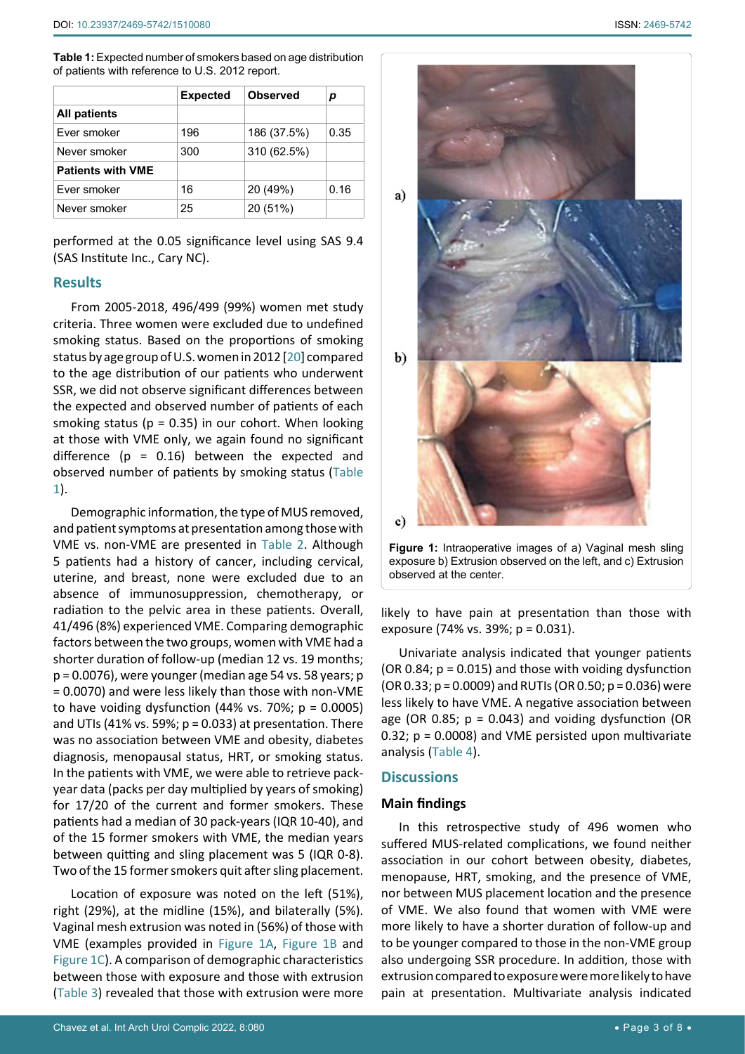**Table 1:** Expected number of smokers based on age distribution of patients with reference to U.S. 2012 report.

| | Expected | Observed | *p* |
|---|---|---|---|
| **All patients** | | | |
| Ever smoker | 196 | 186 (37.5%) | 0.35 |
| Never smoker | 300 | 310 (62.5%) | |
| **Patients with VME** | | | |
| Ever smoker | 16 | 20 (49%) | 0.16 |
| Never smoker | 25 | 20 (51%) | |

performed at the 0.05 significance level using SAS 9.4 (SAS Institute Inc., Cary NC).

## Results

From 2005-2018, 496/499 (99%) women met study criteria. Three women were excluded due to undefined smoking status. Based on the proportions of smoking status by age group of U.S. women in 2012 [20] compared to the age distribution of our patients who underwent SSR, we did not observe significant differences between the expected and observed number of patients of each smoking status (p = 0.35) in our cohort. When looking at those with VME only, we again found no significant difference (p = 0.16) between the expected and observed number of patients by smoking status (Table 1).

Demographic information, the type of MUS removed, and patient symptoms at presentation among those with VME vs. non-VME are presented in Table 2. Although 5 patients had a history of cancer, including cervical, uterine, and breast, none were excluded due to an absence of immunosuppression, chemotherapy, or radiation to the pelvic area in these patients. Overall, 41/496 (8%) experienced VME. Comparing demographic factors between the two groups, women with VME had a shorter duration of follow-up (median 12 vs. 19 months; p = 0.0076), were younger (median age 54 vs. 58 years; p = 0.0070) and were less likely than those with non-VME to have voiding dysfunction (44% vs. 70%; p = 0.0005) and UTIs (41% vs. 59%; p = 0.033) at presentation. There was no association between VME and obesity, diabetes diagnosis, menopausal status, HRT, or smoking status. In the patients with VME, we were able to retrieve pack-year data (packs per day multiplied by years of smoking) for 17/20 of the current and former smokers. These patients had a median of 30 pack-years (IQR 10-40), and of the 15 former smokers with VME, the median years between quitting and sling placement was 5 (IQR 0-8). Two of the 15 former smokers quit after sling placement.

Location of exposure was noted on the left (51%), right (29%), at the midline (15%), and bilaterally (5%). Vaginal mesh extrusion was noted in (56%) of those with VME (examples provided in Figure 1A, Figure 1B and Figure 1C). A comparison of demographic characteristics between those with exposure and those with extrusion (Table 3) revealed that those with extrusion were more likely to have pain at presentation than those with exposure (74% vs. 39%; p = 0.031).

**Figure 1:** Intraoperative images of a) Vaginal mesh sling exposure b) Extrusion observed on the left, and c) Extrusion observed at the center.

Univariate analysis indicated that younger patients (OR 0.84; p = 0.015) and those with voiding dysfunction (OR 0.33; p = 0.0009) and RUTIs (OR 0.50; p = 0.036) were less likely to have VME. A negative association between age (OR 0.85; p = 0.043) and voiding dysfunction (OR 0.32; p = 0.0008) and VME persisted upon multivariate analysis (Table 4).

## Discussions

### Main findings

In this retrospective study of 496 women who suffered MUS-related complications, we found neither association in our cohort between obesity, diabetes, menopause, HRT, smoking, and the presence of VME, nor between MUS placement location and the presence of VME. We also found that women with VME were more likely to have a shorter duration of follow-up and to be younger compared to those in the non-VME group also undergoing SSR procedure. In addition, those with extrusion compared to exposure were more likely to have pain at presentation. Multivariate analysis indicated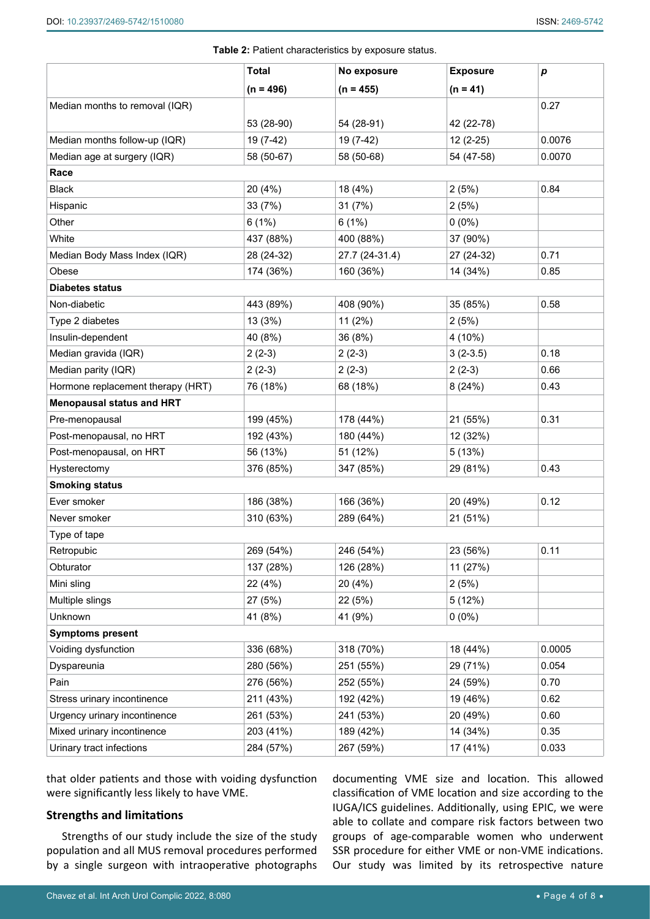**Table 2:** Patient characteristics by exposure status.

| | Total (n = 496) | No exposure (n = 455) | Exposure (n = 41) | *p* |
|---|---|---|---|---|
| Median months to removal (IQR) | 53 (28-90) | 54 (28-91) | 42 (22-78) | 0.27 |
| Median months follow-up (IQR) | 19 (7-42) | 19 (7-42) | 12 (2-25) | 0.0076 |
| Median age at surgery (IQR) | 58 (50-67) | 58 (50-68) | 54 (47-58) | 0.0070 |
| **Race** | | | | |
| Black | 20 (4%) | 18 (4%) | 2 (5%) | 0.84 |
| Hispanic | 33 (7%) | 31 (7%) | 2 (5%) | |
| Other | 6 (1%) | 6 (1%) | 0 (0%) | |
| White | 437 (88%) | 400 (88%) | 37 (90%) | |
| Median Body Mass Index (IQR) | 28 (24-32) | 27.7 (24-31.4) | 27 (24-32) | 0.71 |
| Obese | 174 (36%) | 160 (36%) | 14 (34%) | 0.85 |
| **Diabetes status** | | | | |
| Non-diabetic | 443 (89%) | 408 (90%) | 35 (85%) | 0.58 |
| Type 2 diabetes | 13 (3%) | 11 (2%) | 2 (5%) | |
| Insulin-dependent | 40 (8%) | 36 (8%) | 4 (10%) | |
| Median gravida (IQR) | 2 (2-3) | 2 (2-3) | 3 (2-3.5) | 0.18 |
| Median parity (IQR) | 2 (2-3) | 2 (2-3) | 2 (2-3) | 0.66 |
| Hormone replacement therapy (HRT) | 76 (18%) | 68 (18%) | 8 (24%) | 0.43 |
| **Menopausal status and HRT** | | | | |
| Pre-menopausal | 199 (45%) | 178 (44%) | 21 (55%) | 0.31 |
| Post-menopausal, no HRT | 192 (43%) | 180 (44%) | 12 (32%) | |
| Post-menopausal, on HRT | 56 (13%) | 51 (12%) | 5 (13%) | |
| Hysterectomy | 376 (85%) | 347 (85%) | 29 (81%) | 0.43 |
| **Smoking status** | | | | |
| Ever smoker | 186 (38%) | 166 (36%) | 20 (49%) | 0.12 |
| Never smoker | 310 (63%) | 289 (64%) | 21 (51%) | |
| Type of tape | | | | |
| Retropubic | 269 (54%) | 246 (54%) | 23 (56%) | 0.11 |
| Obturator | 137 (28%) | 126 (28%) | 11 (27%) | |
| Mini sling | 22 (4%) | 20 (4%) | 2 (5%) | |
| Multiple slings | 27 (5%) | 22 (5%) | 5 (12%) | |
| Unknown | 41 (8%) | 41 (9%) | 0 (0%) | |
| **Symptoms present** | | | | |
| Voiding dysfunction | 336 (68%) | 318 (70%) | 18 (44%) | 0.0005 |
| Dyspareunia | 280 (56%) | 251 (55%) | 29 (71%) | 0.054 |
| Pain | 276 (56%) | 252 (55%) | 24 (59%) | 0.70 |
| Stress urinary incontinence | 211 (43%) | 192 (42%) | 19 (46%) | 0.62 |
| Urgency urinary incontinence | 261 (53%) | 241 (53%) | 20 (49%) | 0.60 |
| Mixed urinary incontinence | 203 (41%) | 189 (42%) | 14 (34%) | 0.35 |
| Urinary tract infections | 284 (57%) | 267 (59%) | 17 (41%) | 0.033 |

that older patients and those with voiding dysfunction were significantly less likely to have VME.

## Strengths and limitations

Strengths of our study include the size of the study population and all MUS removal procedures performed by a single surgeon with intraoperative photographs documenting VME size and location. This allowed classification of VME location and size according to the IUGA/ICS guidelines. Additionally, using EPIC, we were able to collate and compare risk factors between two groups of age-comparable women who underwent SSR procedure for either VME or non-VME indications. Our study was limited by its retrospective nature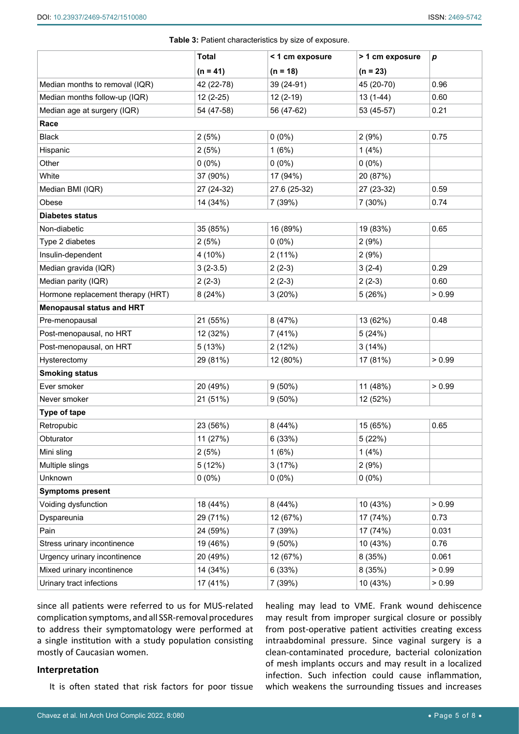**Table 3:** Patient characteristics by size of exposure.

| | Total (n = 41) | < 1 cm exposure (n = 18) | > 1 cm exposure (n = 23) | *p* |
|---|---|---|---|---|
| Median months to removal (IQR) | 42 (22-78) | 39 (24-91) | 45 (20-70) | 0.96 |
| Median months follow-up (IQR) | 12 (2-25) | 12 (2-19) | 13 (1-44) | 0.60 |
| Median age at surgery (IQR) | 54 (47-58) | 56 (47-62) | 53 (45-57) | 0.21 |
| **Race** | | | | |
| Black | 2 (5%) | 0 (0%) | 2 (9%) | 0.75 |
| Hispanic | 2 (5%) | 1 (6%) | 1 (4%) | |
| Other | 0 (0%) | 0 (0%) | 0 (0%) | |
| White | 37 (90%) | 17 (94%) | 20 (87%) | |
| Median BMI (IQR) | 27 (24-32) | 27.6 (25-32) | 27 (23-32) | 0.59 |
| Obese | 14 (34%) | 7 (39%) | 7 (30%) | 0.74 |
| **Diabetes status** | | | | |
| Non-diabetic | 35 (85%) | 16 (89%) | 19 (83%) | 0.65 |
| Type 2 diabetes | 2 (5%) | 0 (0%) | 2 (9%) | |
| Insulin-dependent | 4 (10%) | 2 (11%) | 2 (9%) | |
| Median gravida (IQR) | 3 (2-3.5) | 2 (2-3) | 3 (2-4) | 0.29 |
| Median parity (IQR) | 2 (2-3) | 2 (2-3) | 2 (2-3) | 0.60 |
| Hormone replacement therapy (HRT) | 8 (24%) | 3 (20%) | 5 (26%) | > 0.99 |
| **Menopausal status and HRT** | | | | |
| Pre-menopausal | 21 (55%) | 8 (47%) | 13 (62%) | 0.48 |
| Post-menopausal, no HRT | 12 (32%) | 7 (41%) | 5 (24%) | |
| Post-menopausal, on HRT | 5 (13%) | 2 (12%) | 3 (14%) | |
| Hysterectomy | 29 (81%) | 12 (80%) | 17 (81%) | > 0.99 |
| **Smoking status** | | | | |
| Ever smoker | 20 (49%) | 9 (50%) | 11 (48%) | > 0.99 |
| Never smoker | 21 (51%) | 9 (50%) | 12 (52%) | |
| **Type of tape** | | | | |
| Retropubic | 23 (56%) | 8 (44%) | 15 (65%) | 0.65 |
| Obturator | 11 (27%) | 6 (33%) | 5 (22%) | |
| Mini sling | 2 (5%) | 1 (6%) | 1 (4%) | |
| Multiple slings | 5 (12%) | 3 (17%) | 2 (9%) | |
| Unknown | 0 (0%) | 0 (0%) | 0 (0%) | |
| **Symptoms present** | | | | |
| Voiding dysfunction | 18 (44%) | 8 (44%) | 10 (43%) | > 0.99 |
| Dyspareunia | 29 (71%) | 12 (67%) | 17 (74%) | 0.73 |
| Pain | 24 (59%) | 7 (39%) | 17 (74%) | 0.031 |
| Stress urinary incontinence | 19 (46%) | 9 (50%) | 10 (43%) | 0.76 |
| Urgency urinary incontinence | 20 (49%) | 12 (67%) | 8 (35%) | 0.061 |
| Mixed urinary incontinence | 14 (34%) | 6 (33%) | 8 (35%) | > 0.99 |
| Urinary tract infections | 17 (41%) | 7 (39%) | 10 (43%) | > 0.99 |

since all patients were referred to us for MUS-related complication symptoms, and all SSR-removal procedures to address their symptomatology were performed at a single institution with a study population consisting mostly of Caucasian women.

### Interpretation

It is often stated that risk factors for poor tissue healing may lead to VME. Frank wound dehiscence may result from improper surgical closure or possibly from post-operative patient activities creating excess intraabdominal pressure. Since vaginal surgery is a clean-contaminated procedure, bacterial colonization of mesh implants occurs and may result in a localized infection. Such infection could cause inflammation, which weakens the surrounding tissues and increases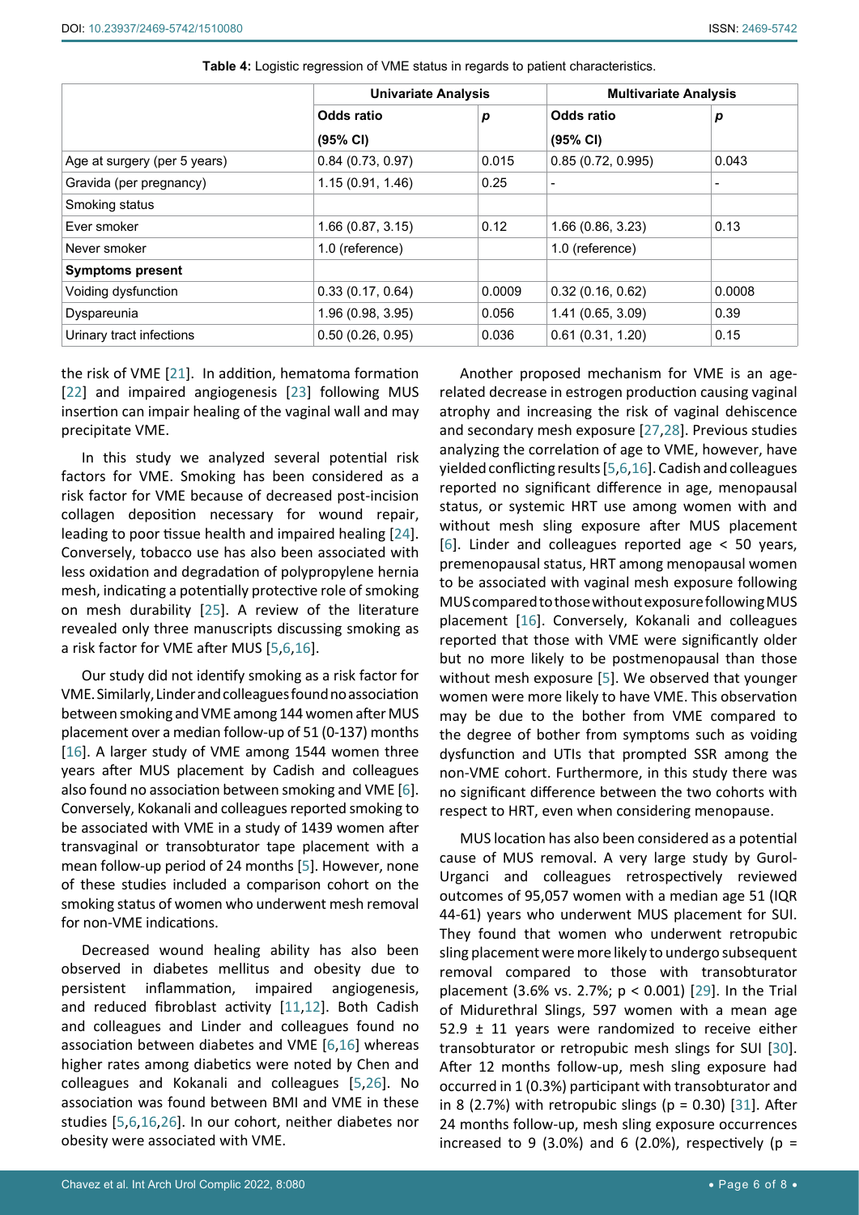**Table 4:** Logistic regression of VME status in regards to patient characteristics.

| | Univariate Analysis | | Multivariate Analysis | |
|---|---|---|---|---|
| | Odds ratio (95% CI) | *p* | Odds ratio (95% CI) | *p* |
| Age at surgery (per 5 years) | 0.84 (0.73, 0.97) | 0.015 | 0.85 (0.72, 0.995) | 0.043 |
| Gravida (per pregnancy) | 1.15 (0.91, 1.46) | 0.25 | - | - |
| Smoking status | | | | |
| Ever smoker | 1.66 (0.87, 3.15) | 0.12 | 1.66 (0.86, 3.23) | 0.13 |
| Never smoker | 1.0 (reference) | | 1.0 (reference) | |
| **Symptoms present** | | | | |
| Voiding dysfunction | 0.33 (0.17, 0.64) | 0.0009 | 0.32 (0.16, 0.62) | 0.0008 |
| Dyspareunia | 1.96 (0.98, 3.95) | 0.056 | 1.41 (0.65, 3.09) | 0.39 |
| Urinary tract infections | 0.50 (0.26, 0.95) | 0.036 | 0.61 (0.31, 1.20) | 0.15 |

the risk of VME [21]. In addition, hematoma formation [22] and impaired angiogenesis [23] following MUS insertion can impair healing of the vaginal wall and may precipitate VME.

In this study we analyzed several potential risk factors for VME. Smoking has been considered as a risk factor for VME because of decreased post-incision collagen deposition necessary for wound repair, leading to poor tissue health and impaired healing [24]. Conversely, tobacco use has also been associated with less oxidation and degradation of polypropylene hernia mesh, indicating a potentially protective role of smoking on mesh durability [25]. A review of the literature revealed only three manuscripts discussing smoking as a risk factor for VME after MUS [5,6,16].

Our study did not identify smoking as a risk factor for VME. Similarly, Linder and colleagues found no association between smoking and VME among 144 women after MUS placement over a median follow-up of 51 (0-137) months [16]. A larger study of VME among 1544 women three years after MUS placement by Cadish and colleagues also found no association between smoking and VME [6]. Conversely, Kokanali and colleagues reported smoking to be associated with VME in a study of 1439 women after transvaginal or transobturator tape placement with a mean follow-up period of 24 months [5]. However, none of these studies included a comparison cohort on the smoking status of women who underwent mesh removal for non-VME indications.

Decreased wound healing ability has also been observed in diabetes mellitus and obesity due to persistent inflammation, impaired angiogenesis, and reduced fibroblast activity [11,12]. Both Cadish and colleagues and Linder and colleagues found no association between diabetes and VME [6,16] whereas higher rates among diabetics were noted by Chen and colleagues and Kokanali and colleagues [5,26]. No association was found between BMI and VME in these studies [5,6,16,26]. In our cohort, neither diabetes nor obesity were associated with VME.

Another proposed mechanism for VME is an age-related decrease in estrogen production causing vaginal atrophy and increasing the risk of vaginal dehiscence and secondary mesh exposure [27,28]. Previous studies analyzing the correlation of age to VME, however, have yielded conflicting results [5,6,16]. Cadish and colleagues reported no significant difference in age, menopausal status, or systemic HRT use among women with and without mesh sling exposure after MUS placement [6]. Linder and colleagues reported age < 50 years, premenopausal status, HRT among menopausal women to be associated with vaginal mesh exposure following MUS compared to those without exposure following MUS placement [16]. Conversely, Kokanali and colleagues reported that those with VME were significantly older but no more likely to be postmenopausal than those without mesh exposure [5]. We observed that younger women were more likely to have VME. This observation may be due to the bother from VME compared to the degree of bother from symptoms such as voiding dysfunction and UTIs that prompted SSR among the non-VME cohort. Furthermore, in this study there was no significant difference between the two cohorts with respect to HRT, even when considering menopause.

MUS location has also been considered as a potential cause of MUS removal. A very large study by Gurol-Urganci and colleagues retrospectively reviewed outcomes of 95,057 women with a median age 51 (IQR 44-61) years who underwent MUS placement for SUI. They found that women who underwent retropubic sling placement were more likely to undergo subsequent removal compared to those with transobturator placement (3.6% vs. 2.7%; $p < 0.001$) [29]. In the Trial of Midurethral Slings, 597 women with a mean age 52.9 ± 11 years were randomized to receive either transobturator or retropubic mesh slings for SUI [30]. After 12 months follow-up, mesh sling exposure had occurred in 1 (0.3%) participant with transobturator and in 8 (2.7%) with retropubic slings ($p = 0.30$) [31]. After 24 months follow-up, mesh sling exposure occurrences increased to 9 (3.0%) and 6 (2.0%), respectively ($p =$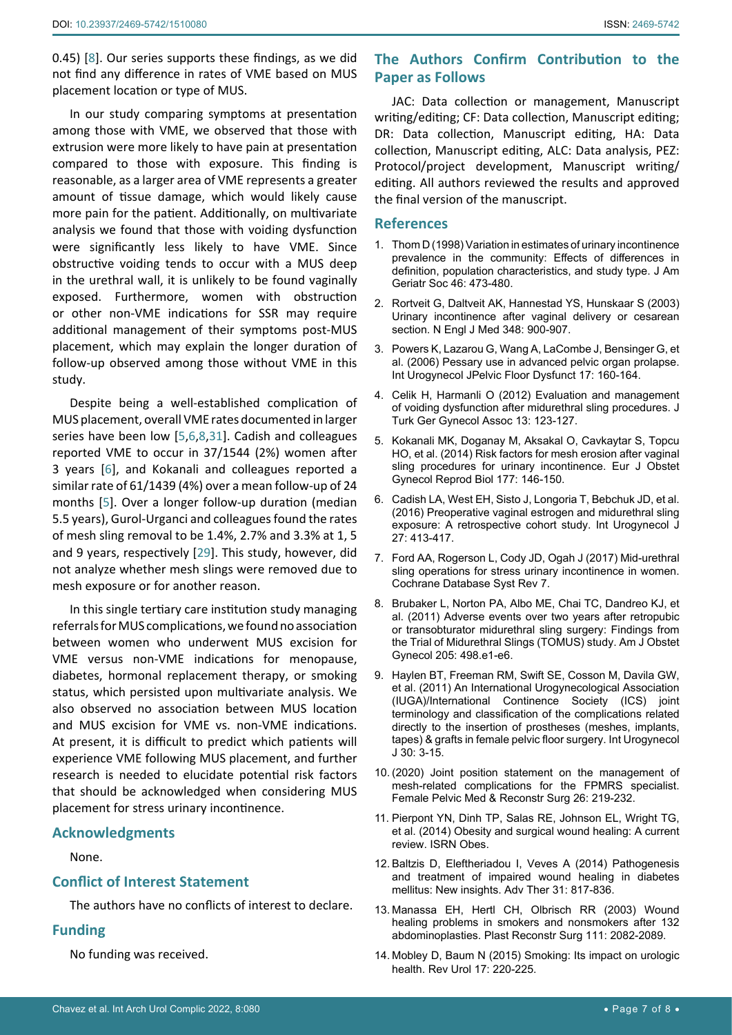0.45) [8]. Our series supports these findings, as we did not find any difference in rates of VME based on MUS placement location or type of MUS.

In our study comparing symptoms at presentation among those with VME, we observed that those with extrusion were more likely to have pain at presentation compared to those with exposure. This finding is reasonable, as a larger area of VME represents a greater amount of tissue damage, which would likely cause more pain for the patient. Additionally, on multivariate analysis we found that those with voiding dysfunction were significantly less likely to have VME. Since obstructive voiding tends to occur with a MUS deep in the urethral wall, it is unlikely to be found vaginally exposed. Furthermore, women with obstruction or other non-VME indications for SSR may require additional management of their symptoms post-MUS placement, which may explain the longer duration of follow-up observed among those without VME in this study.

Despite being a well-established complication of MUS placement, overall VME rates documented in larger series have been low [5,6,8,31]. Cadish and colleagues reported VME to occur in 37/1544 (2%) women after 3 years [6], and Kokanali and colleagues reported a similar rate of 61/1439 (4%) over a mean follow-up of 24 months [5]. Over a longer follow-up duration (median 5.5 years), Gurol-Urganci and colleagues found the rates of mesh sling removal to be 1.4%, 2.7% and 3.3% at 1, 5 and 9 years, respectively [29]. This study, however, did not analyze whether mesh slings were removed due to mesh exposure or for another reason.

In this single tertiary care institution study managing referrals for MUS complications, we found no association between women who underwent MUS excision for VME versus non-VME indications for menopause, diabetes, hormonal replacement therapy, or smoking status, which persisted upon multivariate analysis. We also observed no association between MUS location and MUS excision for VME vs. non-VME indications. At present, it is difficult to predict which patients will experience VME following MUS placement, and further research is needed to elucidate potential risk factors that should be acknowledged when considering MUS placement for stress urinary incontinence.

## Acknowledgments

None.

## Conflict of Interest Statement

The authors have no conflicts of interest to declare.

## Funding

No funding was received.

## The Authors Confirm Contribution to the Paper as Follows

JAC: Data collection or management, Manuscript writing/editing; CF: Data collection, Manuscript editing; DR: Data collection, Manuscript editing, HA: Data collection, Manuscript editing, ALC: Data analysis, PEZ: Protocol/project development, Manuscript writing/editing. All authors reviewed the results and approved the final version of the manuscript.

## References

1. Thom D (1998) Variation in estimates of urinary incontinence prevalence in the community: Effects of differences in definition, population characteristics, and study type. J Am Geriatr Soc 46: 473-480.
2. Rortveit G, Daltveit AK, Hannestad YS, Hunskaar S (2003) Urinary incontinence after vaginal delivery or cesarean section. N Engl J Med 348: 900-907.
3. Powers K, Lazarou G, Wang A, LaCombe J, Bensinger G, et al. (2006) Pessary use in advanced pelvic organ prolapse. Int Urogynecol JPelvic Floor Dysfunct 17: 160-164.
4. Celik H, Harmanli O (2012) Evaluation and management of voiding dysfunction after midurethral sling procedures. J Turk Ger Gynecol Assoc 13: 123-127.
5. Kokanali MK, Doganay M, Aksakal O, Cavkaytar S, Topcu HO, et al. (2014) Risk factors for mesh erosion after vaginal sling procedures for urinary incontinence. Eur J Obstet Gynecol Reprod Biol 177: 146-150.
6. Cadish LA, West EH, Sisto J, Longoria T, Bebchuk JD, et al. (2016) Preoperative vaginal estrogen and midurethral sling exposure: A retrospective cohort study. Int Urogynecol J 27: 413-417.
7. Ford AA, Rogerson L, Cody JD, Ogah J (2017) Mid-urethral sling operations for stress urinary incontinence in women. Cochrane Database Syst Rev 7.
8. Brubaker L, Norton PA, Albo ME, Chai TC, Dandreo KJ, et al. (2011) Adverse events over two years after retropubic or transobturator midurethral sling surgery: Findings from the Trial of Midurethral Slings (TOMUS) study. Am J Obstet Gynecol 205: 498.e1-e6.
9. Haylen BT, Freeman RM, Swift SE, Cosson M, Davila GW, et al. (2011) An International Urogynecological Association (IUGA)/International Continence Society (ICS) joint terminology and classification of the complications related directly to the insertion of prostheses (meshes, implants, tapes) & grafts in female pelvic floor surgery. Int Urogynecol J 30: 3-15.
10. (2020) Joint position statement on the management of mesh-related complications for the FPMRS specialist. Female Pelvic Med & Reconstr Surg 26: 219-232.
11. Pierpont YN, Dinh TP, Salas RE, Johnson EL, Wright TG, et al. (2014) Obesity and surgical wound healing: A current review. ISRN Obes.
12. Baltzis D, Eleftheriadou I, Veves A (2014) Pathogenesis and treatment of impaired wound healing in diabetes mellitus: New insights. Adv Ther 31: 817-836.
13. Manassa EH, Hertl CH, Olbrisch RR (2003) Wound healing problems in smokers and nonsmokers after 132 abdominoplasties. Plast Reconstr Surg 111: 2082-2089.
14. Mobley D, Baum N (2015) Smoking: Its impact on urologic health. Rev Urol 17: 220-225.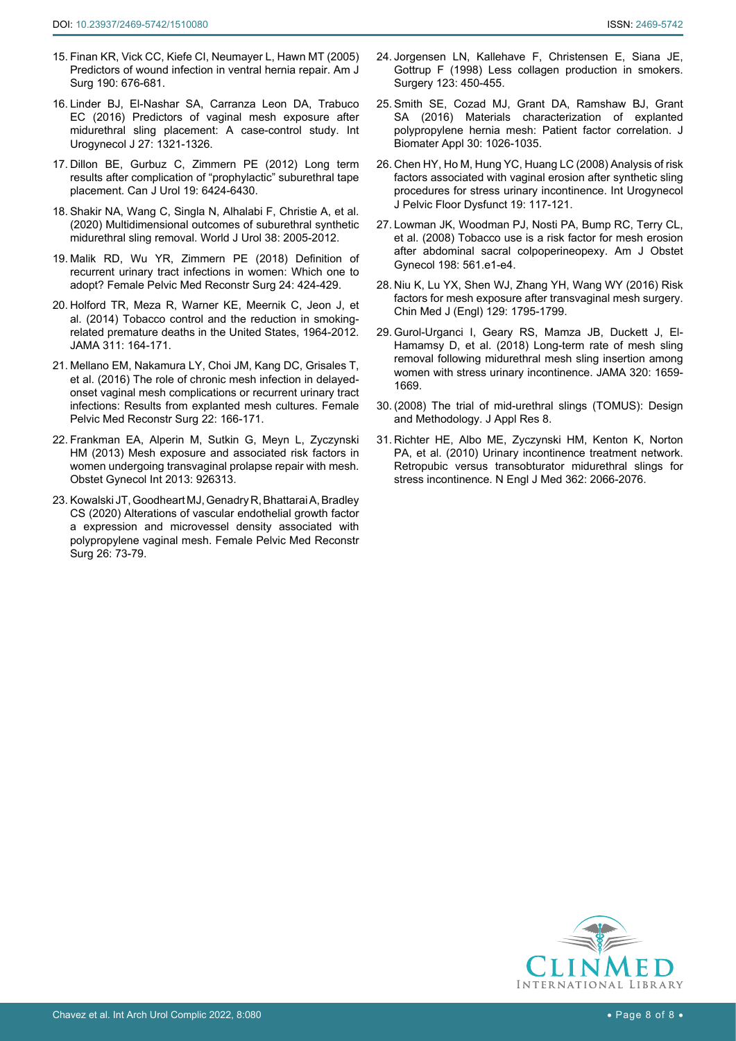15. Finan KR, Vick CC, Kiefe CI, Neumayer L, Hawn MT (2005) Predictors of wound infection in ventral hernia repair. Am J Surg 190: 676-681.

16. Linder BJ, El-Nashar SA, Carranza Leon DA, Trabuco EC (2016) Predictors of vaginal mesh exposure after midurethral sling placement: A case-control study. Int Urogynecol J 27: 1321-1326.

17. Dillon BE, Gurbuz C, Zimmern PE (2012) Long term results after complication of "prophylactic" suburethral tape placement. Can J Urol 19: 6424-6430.

18. Shakir NA, Wang C, Singla N, Alhalabi F, Christie A, et al. (2020) Multidimensional outcomes of suburethral synthetic midurethral sling removal. World J Urol 38: 2005-2012.

19. Malik RD, Wu YR, Zimmern PE (2018) Definition of recurrent urinary tract infections in women: Which one to adopt? Female Pelvic Med Reconstr Surg 24: 424-429.

20. Holford TR, Meza R, Warner KE, Meernik C, Jeon J, et al. (2014) Tobacco control and the reduction in smoking-related premature deaths in the United States, 1964-2012. JAMA 311: 164-171.

21. Mellano EM, Nakamura LY, Choi JM, Kang DC, Grisales T, et al. (2016) The role of chronic mesh infection in delayed-onset vaginal mesh complications or recurrent urinary tract infections: Results from explanted mesh cultures. Female Pelvic Med Reconstr Surg 22: 166-171.

22. Frankman EA, Alperin M, Sutkin G, Meyn L, Zyczynski HM (2013) Mesh exposure and associated risk factors in women undergoing transvaginal prolapse repair with mesh. Obstet Gynecol Int 2013: 926313.

23. Kowalski JT, Goodheart MJ, Genadry R, Bhattarai A, Bradley CS (2020) Alterations of vascular endothelial growth factor a expression and microvessel density associated with polypropylene vaginal mesh. Female Pelvic Med Reconstr Surg 26: 73-79.

24. Jorgensen LN, Kallehave F, Christensen E, Siana JE, Gottrup F (1998) Less collagen production in smokers. Surgery 123: 450-455.

25. Smith SE, Cozad MJ, Grant DA, Ramshaw BJ, Grant SA (2016) Materials characterization of explanted polypropylene hernia mesh: Patient factor correlation. J Biomater Appl 30: 1026-1035.

26. Chen HY, Ho M, Hung YC, Huang LC (2008) Analysis of risk factors associated with vaginal erosion after synthetic sling procedures for stress urinary incontinence. Int Urogynecol J Pelvic Floor Dysfunct 19: 117-121.

27. Lowman JK, Woodman PJ, Nosti PA, Bump RC, Terry CL, et al. (2008) Tobacco use is a risk factor for mesh erosion after abdominal sacral colpoperineopexy. Am J Obstet Gynecol 198: 561.e1-e4.

28. Niu K, Lu YX, Shen WJ, Zhang YH, Wang WY (2016) Risk factors for mesh exposure after transvaginal mesh surgery. Chin Med J (Engl) 129: 1795-1799.

29. Gurol-Urganci I, Geary RS, Mamza JB, Duckett J, El-Hamamsy D, et al. (2018) Long-term rate of mesh sling removal following midurethral mesh sling insertion among women with stress urinary incontinence. JAMA 320: 1659-1669.

30. (2008) The trial of mid-urethral slings (TOMUS): Design and Methodology. J Appl Res 8.

31. Richter HE, Albo ME, Zyczynski HM, Kenton K, Norton PA, et al. (2010) Urinary incontinence treatment network. Retropubic versus transobturator midurethral slings for stress incontinence. N Engl J Med 362: 2066-2076.